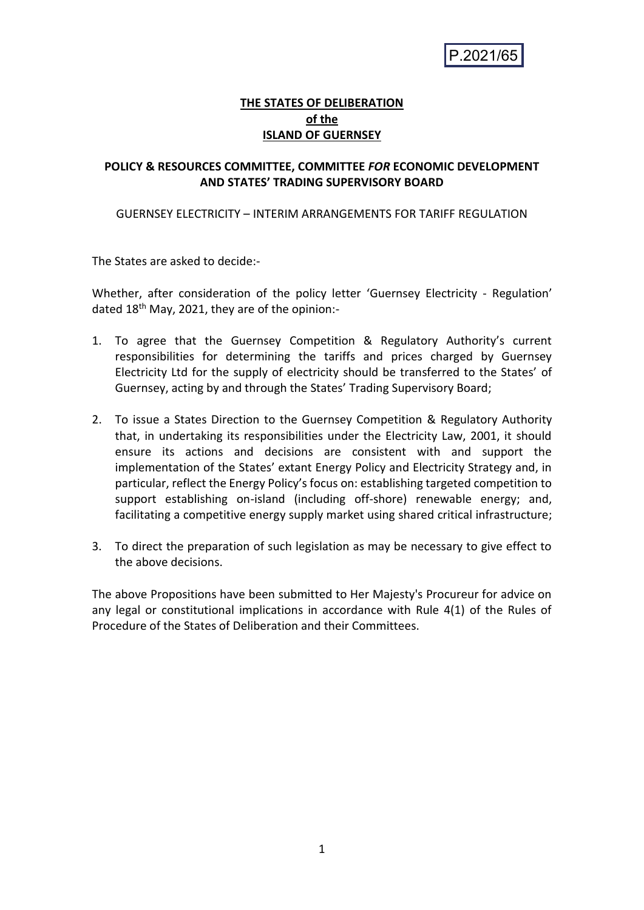P.2021/65

**THE STATES OF DELIBERATION**
**of the**
**ISLAND OF GUERNSEY**

**POLICY & RESOURCES COMMITTEE, COMMITTEE *FOR* ECONOMIC DEVELOPMENT AND STATES' TRADING SUPERVISORY BOARD**

GUERNSEY ELECTRICITY – INTERIM ARRANGEMENTS FOR TARIFF REGULATION

The States are asked to decide:-

Whether, after consideration of the policy letter 'Guernsey Electricity - Regulation' dated 18th May, 2021, they are of the opinion:-

1. To agree that the Guernsey Competition & Regulatory Authority's current responsibilities for determining the tariffs and prices charged by Guernsey Electricity Ltd for the supply of electricity should be transferred to the States' of Guernsey, acting by and through the States' Trading Supervisory Board;

2. To issue a States Direction to the Guernsey Competition & Regulatory Authority that, in undertaking its responsibilities under the Electricity Law, 2001, it should ensure its actions and decisions are consistent with and support the implementation of the States' extant Energy Policy and Electricity Strategy and, in particular, reflect the Energy Policy's focus on: establishing targeted competition to support establishing on-island (including off-shore) renewable energy; and, facilitating a competitive energy supply market using shared critical infrastructure;

3. To direct the preparation of such legislation as may be necessary to give effect to the above decisions.

The above Propositions have been submitted to Her Majesty's Procureur for advice on any legal or constitutional implications in accordance with Rule 4(1) of the Rules of Procedure of the States of Deliberation and their Committees.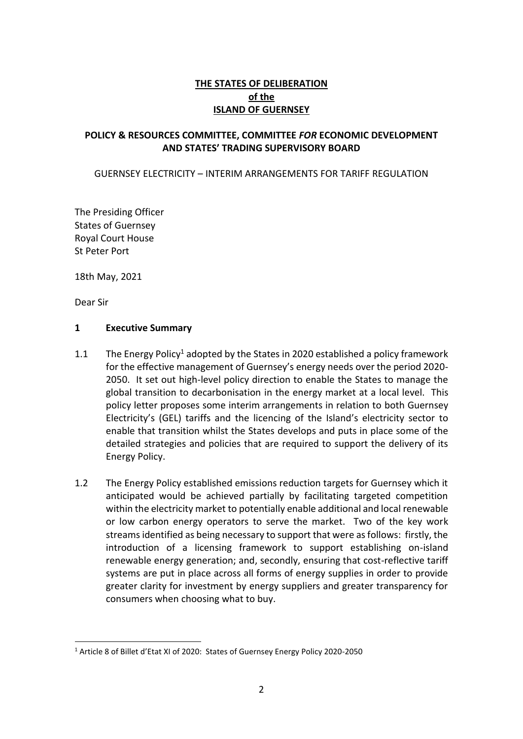**THE STATES OF DELIBERATION**
**of the**
**ISLAND OF GUERNSEY**

**POLICY & RESOURCES COMMITTEE, COMMITTEE *FOR* ECONOMIC DEVELOPMENT AND STATES' TRADING SUPERVISORY BOARD**

GUERNSEY ELECTRICITY – INTERIM ARRANGEMENTS FOR TARIFF REGULATION

The Presiding Officer
States of Guernsey
Royal Court House
St Peter Port

18th May, 2021

Dear Sir

## 1 Executive Summary

1.1 The Energy Policy[1] adopted by the States in 2020 established a policy framework for the effective management of Guernsey's energy needs over the period 2020-2050. It set out high-level policy direction to enable the States to manage the global transition to decarbonisation in the energy market at a local level. This policy letter proposes some interim arrangements in relation to both Guernsey Electricity's (GEL) tariffs and the licencing of the Island's electricity sector to enable that transition whilst the States develops and puts in place some of the detailed strategies and policies that are required to support the delivery of its Energy Policy.

1.2 The Energy Policy established emissions reduction targets for Guernsey which it anticipated would be achieved partially by facilitating targeted competition within the electricity market to potentially enable additional and local renewable or low carbon energy operators to serve the market. Two of the key work streams identified as being necessary to support that were as follows: firstly, the introduction of a licensing framework to support establishing on-island renewable energy generation; and, secondly, ensuring that cost-reflective tariff systems are put in place across all forms of energy supplies in order to provide greater clarity for investment by energy suppliers and greater transparency for consumers when choosing what to buy.

[1] Article 8 of Billet d'Etat XI of 2020: States of Guernsey Energy Policy 2020-2050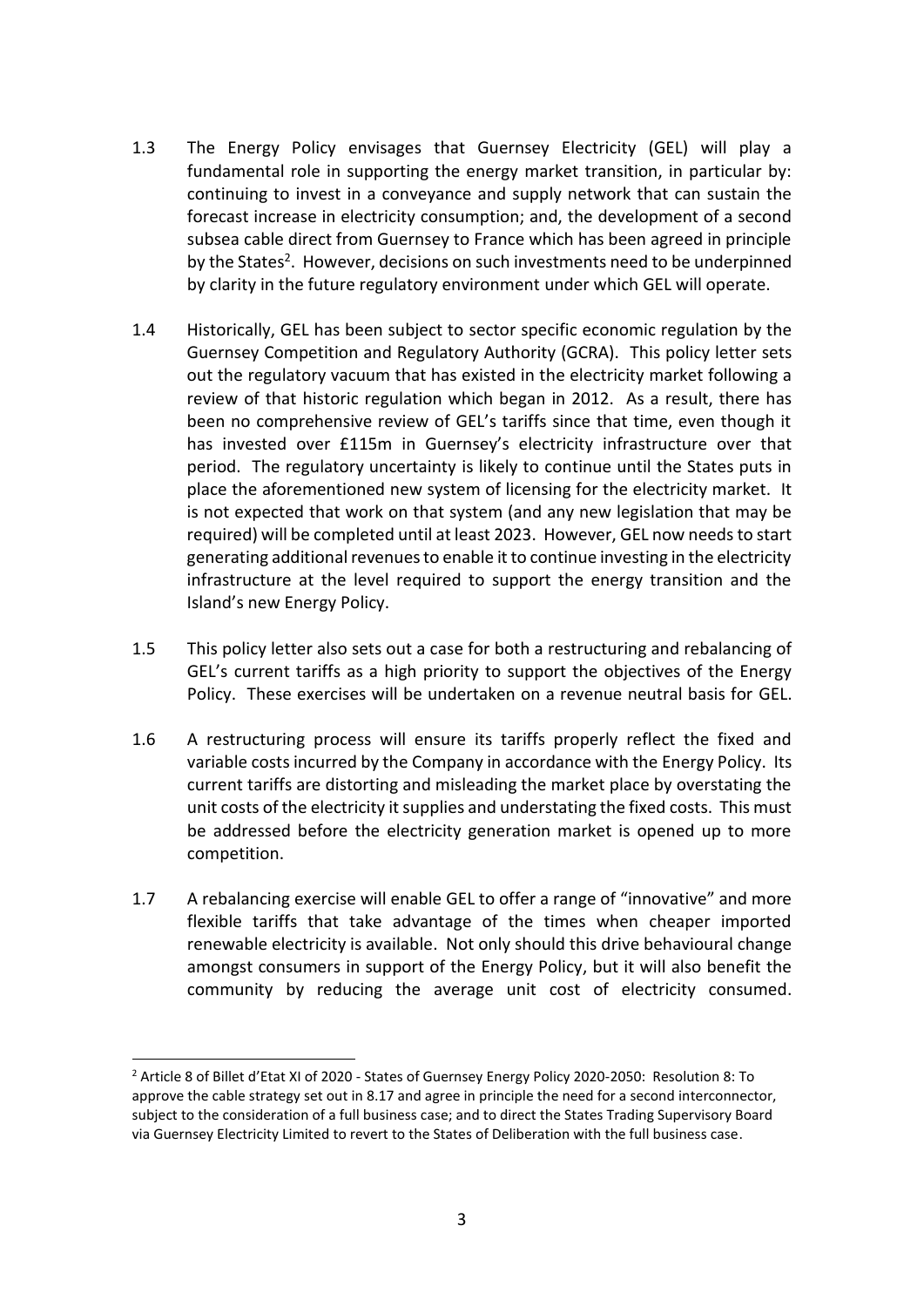1.3 The Energy Policy envisages that Guernsey Electricity (GEL) will play a fundamental role in supporting the energy market transition, in particular by: continuing to invest in a conveyance and supply network that can sustain the forecast increase in electricity consumption; and, the development of a second subsea cable direct from Guernsey to France which has been agreed in principle by the States[2]. However, decisions on such investments need to be underpinned by clarity in the future regulatory environment under which GEL will operate.

1.4 Historically, GEL has been subject to sector specific economic regulation by the Guernsey Competition and Regulatory Authority (GCRA). This policy letter sets out the regulatory vacuum that has existed in the electricity market following a review of that historic regulation which began in 2012. As a result, there has been no comprehensive review of GEL's tariffs since that time, even though it has invested over £115m in Guernsey's electricity infrastructure over that period. The regulatory uncertainty is likely to continue until the States puts in place the aforementioned new system of licensing for the electricity market. It is not expected that work on that system (and any new legislation that may be required) will be completed until at least 2023. However, GEL now needs to start generating additional revenues to enable it to continue investing in the electricity infrastructure at the level required to support the energy transition and the Island's new Energy Policy.

1.5 This policy letter also sets out a case for both a restructuring and rebalancing of GEL's current tariffs as a high priority to support the objectives of the Energy Policy. These exercises will be undertaken on a revenue neutral basis for GEL.

1.6 A restructuring process will ensure its tariffs properly reflect the fixed and variable costs incurred by the Company in accordance with the Energy Policy. Its current tariffs are distorting and misleading the market place by overstating the unit costs of the electricity it supplies and understating the fixed costs. This must be addressed before the electricity generation market is opened up to more competition.

1.7 A rebalancing exercise will enable GEL to offer a range of "innovative" and more flexible tariffs that take advantage of the times when cheaper imported renewable electricity is available. Not only should this drive behavioural change amongst consumers in support of the Energy Policy, but it will also benefit the community by reducing the average unit cost of electricity consumed.

---

[2] Article 8 of Billet d'Etat XI of 2020 - States of Guernsey Energy Policy 2020-2050: Resolution 8: To approve the cable strategy set out in 8.17 and agree in principle the need for a second interconnector, subject to the consideration of a full business case; and to direct the States Trading Supervisory Board via Guernsey Electricity Limited to revert to the States of Deliberation with the full business case.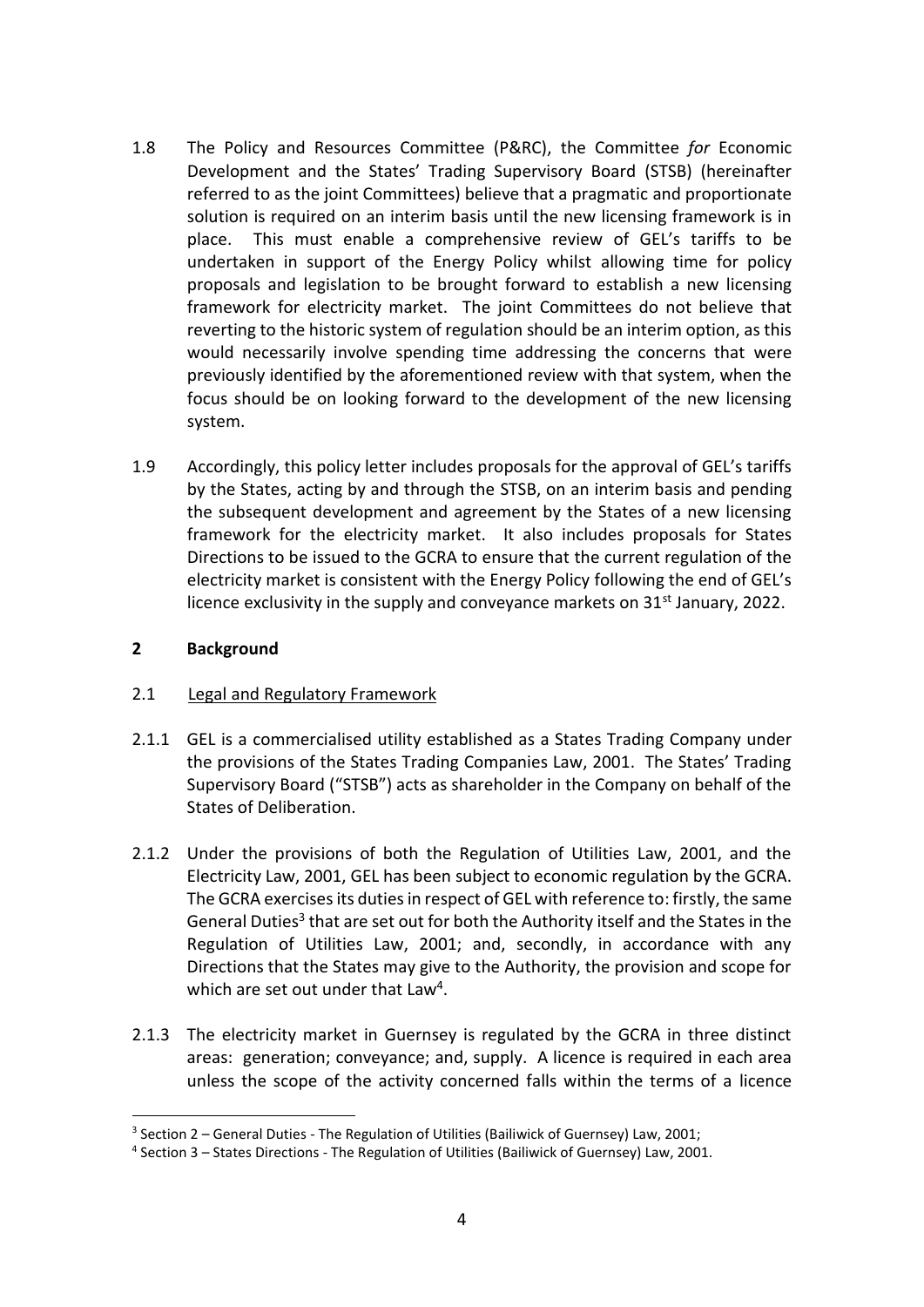1.8 The Policy and Resources Committee (P&RC), the Committee *for* Economic Development and the States' Trading Supervisory Board (STSB) (hereinafter referred to as the joint Committees) believe that a pragmatic and proportionate solution is required on an interim basis until the new licensing framework is in place. This must enable a comprehensive review of GEL's tariffs to be undertaken in support of the Energy Policy whilst allowing time for policy proposals and legislation to be brought forward to establish a new licensing framework for electricity market. The joint Committees do not believe that reverting to the historic system of regulation should be an interim option, as this would necessarily involve spending time addressing the concerns that were previously identified by the aforementioned review with that system, when the focus should be on looking forward to the development of the new licensing system.

1.9 Accordingly, this policy letter includes proposals for the approval of GEL's tariffs by the States, acting by and through the STSB, on an interim basis and pending the subsequent development and agreement by the States of a new licensing framework for the electricity market. It also includes proposals for States Directions to be issued to the GCRA to ensure that the current regulation of the electricity market is consistent with the Energy Policy following the end of GEL's licence exclusivity in the supply and conveyance markets on 31st January, 2022.

## 2 Background

### 2.1 Legal and Regulatory Framework

2.1.1 GEL is a commercialised utility established as a States Trading Company under the provisions of the States Trading Companies Law, 2001. The States' Trading Supervisory Board ("STSB") acts as shareholder in the Company on behalf of the States of Deliberation.

2.1.2 Under the provisions of both the Regulation of Utilities Law, 2001, and the Electricity Law, 2001, GEL has been subject to economic regulation by the GCRA. The GCRA exercises its duties in respect of GEL with reference to: firstly, the same General Duties[3] that are set out for both the Authority itself and the States in the Regulation of Utilities Law, 2001; and, secondly, in accordance with any Directions that the States may give to the Authority, the provision and scope for which are set out under that Law[4].

2.1.3 The electricity market in Guernsey is regulated by the GCRA in three distinct areas: generation; conveyance; and, supply. A licence is required in each area unless the scope of the activity concerned falls within the terms of a licence

[3] Section 2 – General Duties - The Regulation of Utilities (Bailiwick of Guernsey) Law, 2001;

[4] Section 3 – States Directions - The Regulation of Utilities (Bailiwick of Guernsey) Law, 2001.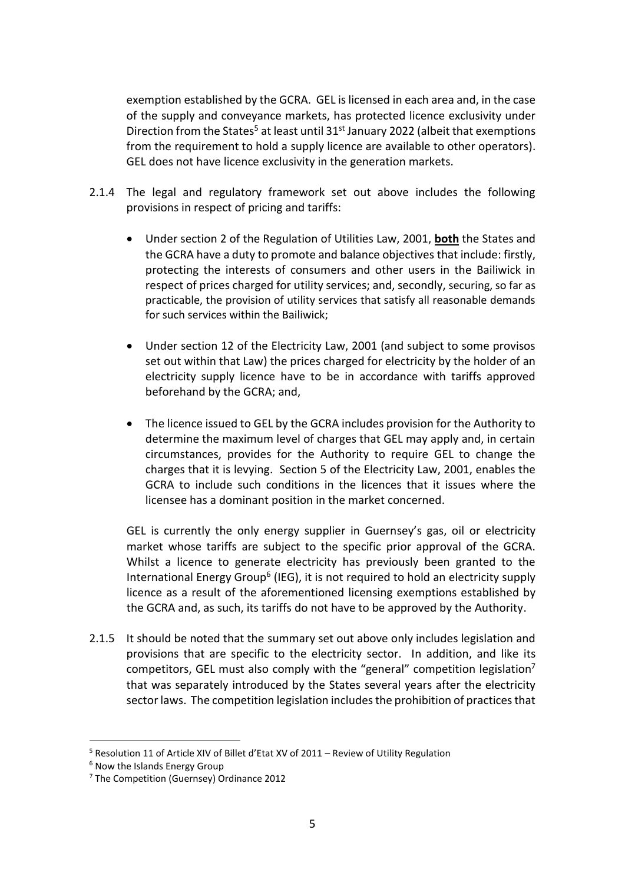exemption established by the GCRA. GEL is licensed in each area and, in the case of the supply and conveyance markets, has protected licence exclusivity under Direction from the States[5] at least until 31st January 2022 (albeit that exemptions from the requirement to hold a supply licence are available to other operators). GEL does not have licence exclusivity in the generation markets.

2.1.4 The legal and regulatory framework set out above includes the following provisions in respect of pricing and tariffs:

- Under section 2 of the Regulation of Utilities Law, 2001, **both** the States and the GCRA have a duty to promote and balance objectives that include: firstly, protecting the interests of consumers and other users in the Bailiwick in respect of prices charged for utility services; and, secondly, securing, so far as practicable, the provision of utility services that satisfy all reasonable demands for such services within the Bailiwick;
- Under section 12 of the Electricity Law, 2001 (and subject to some provisos set out within that Law) the prices charged for electricity by the holder of an electricity supply licence have to be in accordance with tariffs approved beforehand by the GCRA; and,
- The licence issued to GEL by the GCRA includes provision for the Authority to determine the maximum level of charges that GEL may apply and, in certain circumstances, provides for the Authority to require GEL to change the charges that it is levying. Section 5 of the Electricity Law, 2001, enables the GCRA to include such conditions in the licences that it issues where the licensee has a dominant position in the market concerned.

GEL is currently the only energy supplier in Guernsey's gas, oil or electricity market whose tariffs are subject to the specific prior approval of the GCRA. Whilst a licence to generate electricity has previously been granted to the International Energy Group[6] (IEG), it is not required to hold an electricity supply licence as a result of the aforementioned licensing exemptions established by the GCRA and, as such, its tariffs do not have to be approved by the Authority.

2.1.5 It should be noted that the summary set out above only includes legislation and provisions that are specific to the electricity sector. In addition, and like its competitors, GEL must also comply with the "general" competition legislation[7] that was separately introduced by the States several years after the electricity sector laws. The competition legislation includes the prohibition of practices that

[5] Resolution 11 of Article XIV of Billet d'Etat XV of 2011 – Review of Utility Regulation

[6] Now the Islands Energy Group

[7] The Competition (Guernsey) Ordinance 2012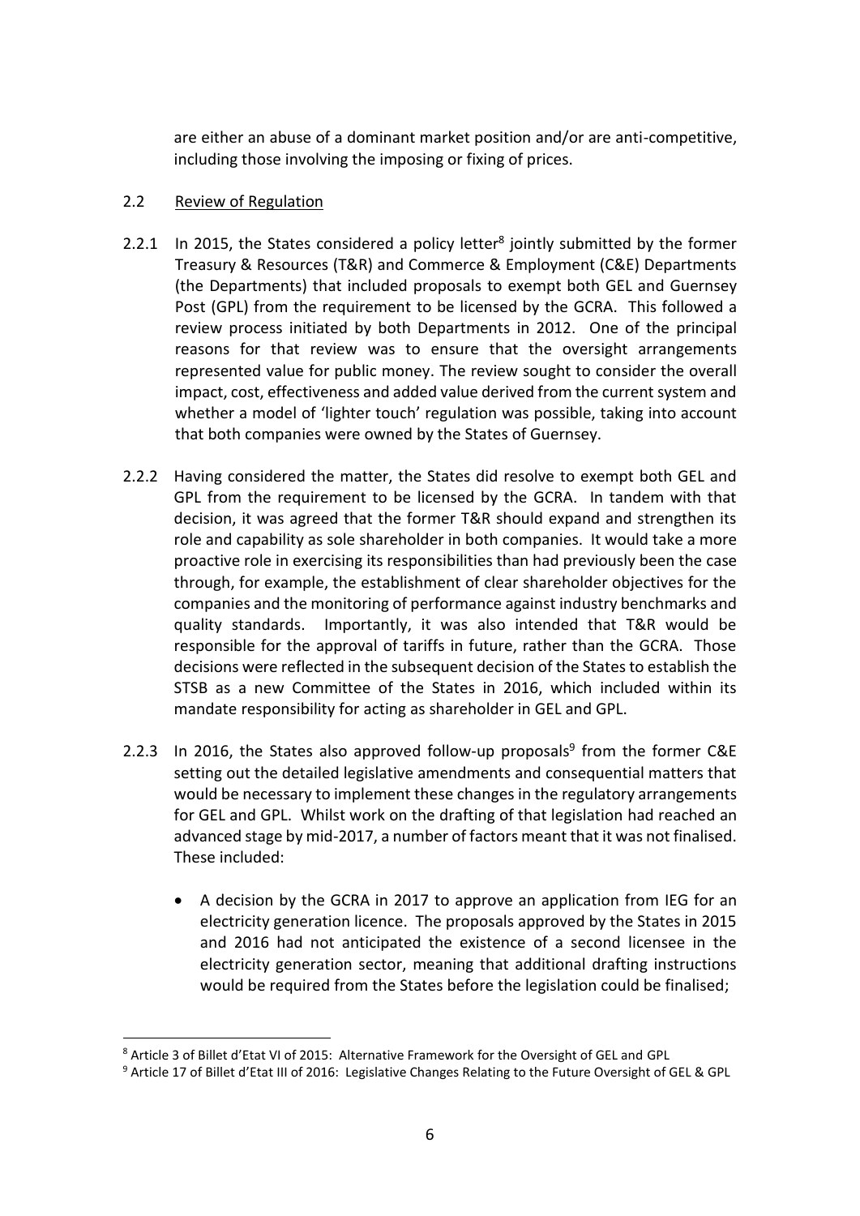are either an abuse of a dominant market position and/or are anti-competitive, including those involving the imposing or fixing of prices.

2.2 Review of Regulation

2.2.1 In 2015, the States considered a policy letter[8] jointly submitted by the former Treasury & Resources (T&R) and Commerce & Employment (C&E) Departments (the Departments) that included proposals to exempt both GEL and Guernsey Post (GPL) from the requirement to be licensed by the GCRA. This followed a review process initiated by both Departments in 2012. One of the principal reasons for that review was to ensure that the oversight arrangements represented value for public money. The review sought to consider the overall impact, cost, effectiveness and added value derived from the current system and whether a model of 'lighter touch' regulation was possible, taking into account that both companies were owned by the States of Guernsey.

2.2.2 Having considered the matter, the States did resolve to exempt both GEL and GPL from the requirement to be licensed by the GCRA. In tandem with that decision, it was agreed that the former T&R should expand and strengthen its role and capability as sole shareholder in both companies. It would take a more proactive role in exercising its responsibilities than had previously been the case through, for example, the establishment of clear shareholder objectives for the companies and the monitoring of performance against industry benchmarks and quality standards. Importantly, it was also intended that T&R would be responsible for the approval of tariffs in future, rather than the GCRA. Those decisions were reflected in the subsequent decision of the States to establish the STSB as a new Committee of the States in 2016, which included within its mandate responsibility for acting as shareholder in GEL and GPL.

2.2.3 In 2016, the States also approved follow-up proposals[9] from the former C&E setting out the detailed legislative amendments and consequential matters that would be necessary to implement these changes in the regulatory arrangements for GEL and GPL. Whilst work on the drafting of that legislation had reached an advanced stage by mid-2017, a number of factors meant that it was not finalised. These included:

- A decision by the GCRA in 2017 to approve an application from IEG for an electricity generation licence. The proposals approved by the States in 2015 and 2016 had not anticipated the existence of a second licensee in the electricity generation sector, meaning that additional drafting instructions would be required from the States before the legislation could be finalised;

[8] Article 3 of Billet d'Etat VI of 2015: Alternative Framework for the Oversight of GEL and GPL

[9] Article 17 of Billet d'Etat III of 2016: Legislative Changes Relating to the Future Oversight of GEL & GPL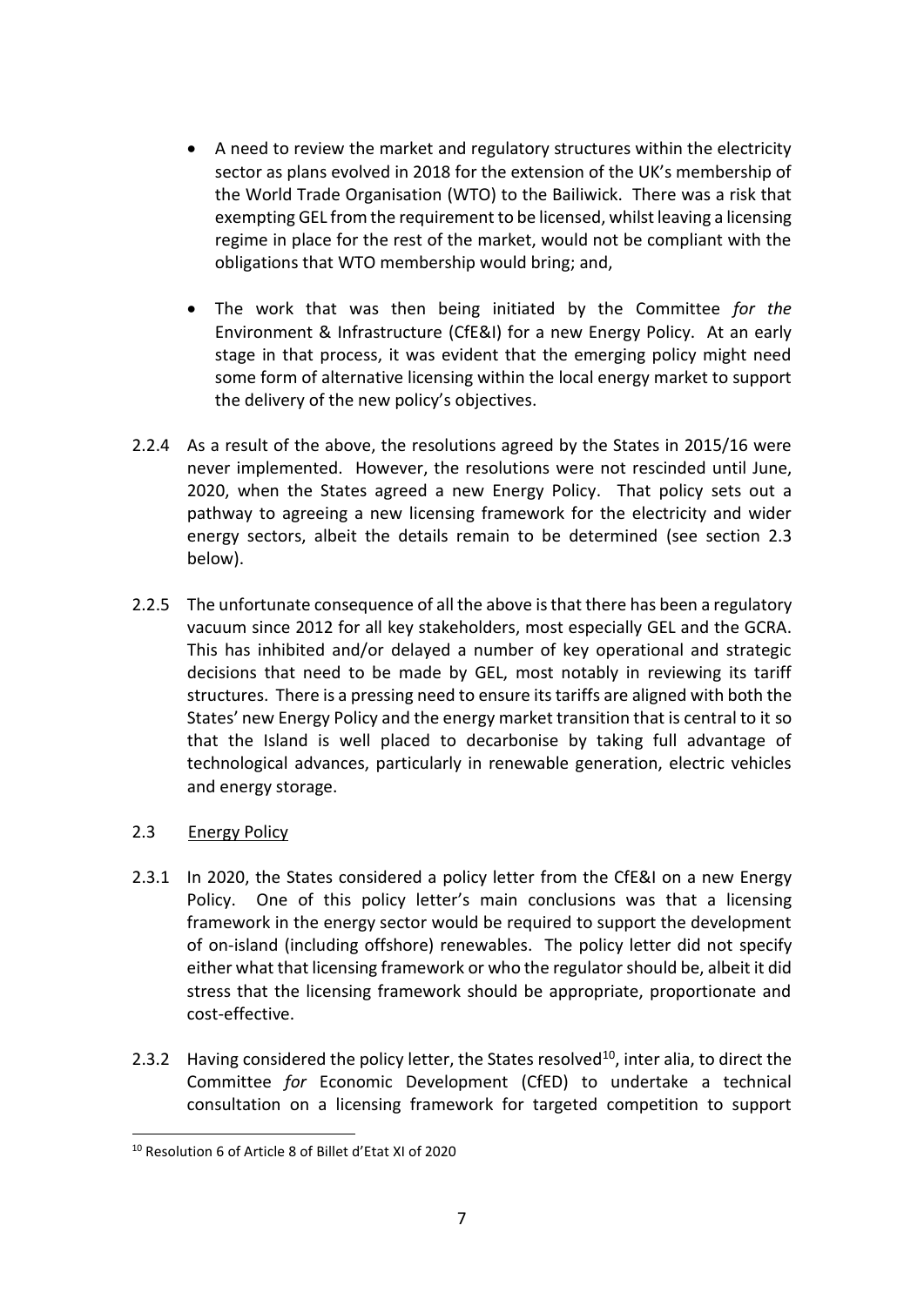- A need to review the market and regulatory structures within the electricity sector as plans evolved in 2018 for the extension of the UK's membership of the World Trade Organisation (WTO) to the Bailiwick. There was a risk that exempting GEL from the requirement to be licensed, whilst leaving a licensing regime in place for the rest of the market, would not be compliant with the obligations that WTO membership would bring; and,

- The work that was then being initiated by the Committee *for the* Environment & Infrastructure (CfE&I) for a new Energy Policy. At an early stage in that process, it was evident that the emerging policy might need some form of alternative licensing within the local energy market to support the delivery of the new policy's objectives.

2.2.4 As a result of the above, the resolutions agreed by the States in 2015/16 were never implemented. However, the resolutions were not rescinded until June, 2020, when the States agreed a new Energy Policy. That policy sets out a pathway to agreeing a new licensing framework for the electricity and wider energy sectors, albeit the details remain to be determined (see section 2.3 below).

2.2.5 The unfortunate consequence of all the above is that there has been a regulatory vacuum since 2012 for all key stakeholders, most especially GEL and the GCRA. This has inhibited and/or delayed a number of key operational and strategic decisions that need to be made by GEL, most notably in reviewing its tariff structures. There is a pressing need to ensure its tariffs are aligned with both the States' new Energy Policy and the energy market transition that is central to it so that the Island is well placed to decarbonise by taking full advantage of technological advances, particularly in renewable generation, electric vehicles and energy storage.

## 2.3 Energy Policy

2.3.1 In 2020, the States considered a policy letter from the CfE&I on a new Energy Policy. One of this policy letter's main conclusions was that a licensing framework in the energy sector would be required to support the development of on-island (including offshore) renewables. The policy letter did not specify either what that licensing framework or who the regulator should be, albeit it did stress that the licensing framework should be appropriate, proportionate and cost-effective.

2.3.2 Having considered the policy letter, the States resolved[10], inter alia, to direct the Committee *for* Economic Development (CfED) to undertake a technical consultation on a licensing framework for targeted competition to support

[10] Resolution 6 of Article 8 of Billet d'Etat XI of 2020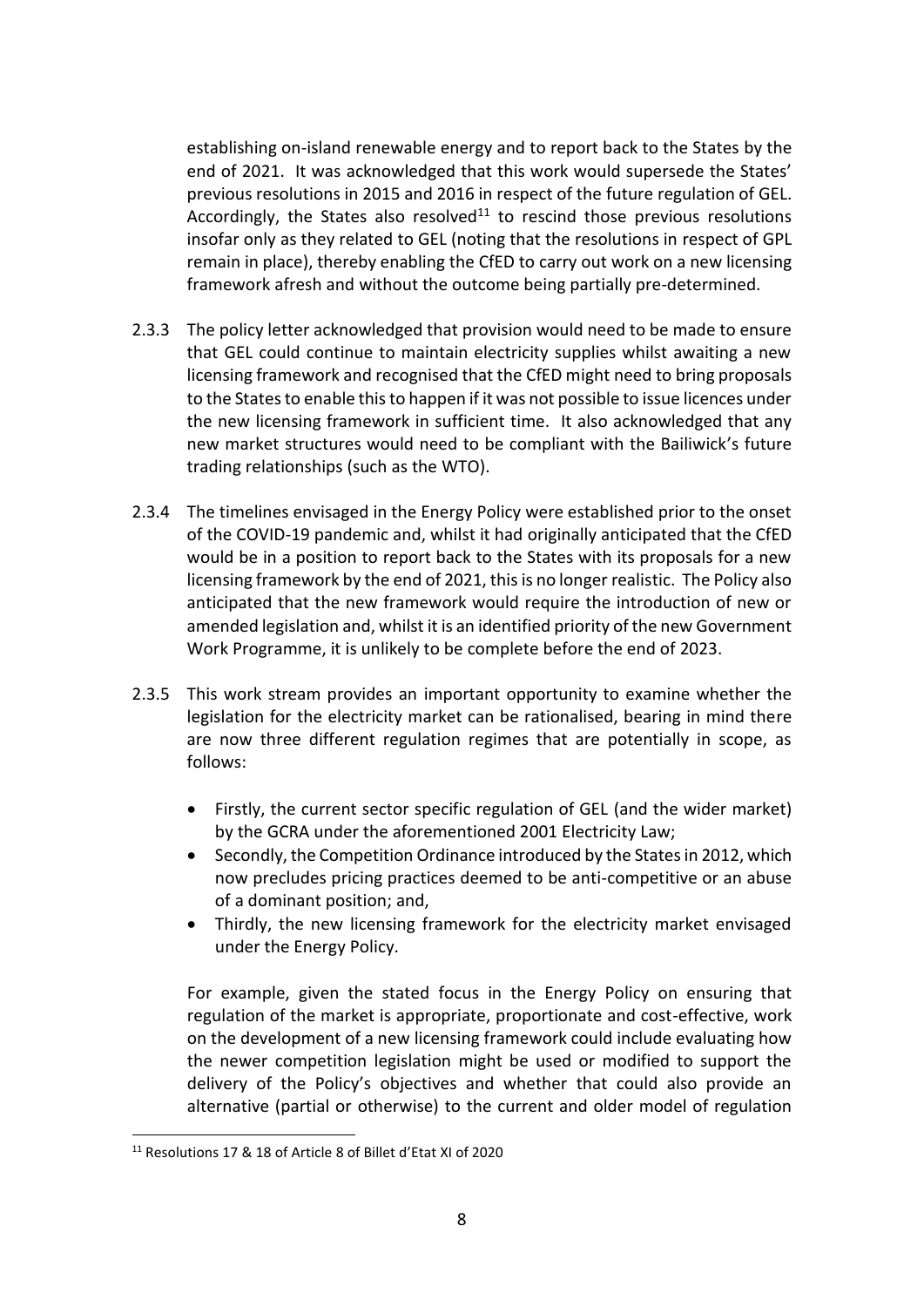establishing on-island renewable energy and to report back to the States by the end of 2021. It was acknowledged that this work would supersede the States' previous resolutions in 2015 and 2016 in respect of the future regulation of GEL. Accordingly, the States also resolved[11] to rescind those previous resolutions insofar only as they related to GEL (noting that the resolutions in respect of GPL remain in place), thereby enabling the CfED to carry out work on a new licensing framework afresh and without the outcome being partially pre-determined.

2.3.3 The policy letter acknowledged that provision would need to be made to ensure that GEL could continue to maintain electricity supplies whilst awaiting a new licensing framework and recognised that the CfED might need to bring proposals to the States to enable this to happen if it was not possible to issue licences under the new licensing framework in sufficient time. It also acknowledged that any new market structures would need to be compliant with the Bailiwick's future trading relationships (such as the WTO).

2.3.4 The timelines envisaged in the Energy Policy were established prior to the onset of the COVID-19 pandemic and, whilst it had originally anticipated that the CfED would be in a position to report back to the States with its proposals for a new licensing framework by the end of 2021, this is no longer realistic. The Policy also anticipated that the new framework would require the introduction of new or amended legislation and, whilst it is an identified priority of the new Government Work Programme, it is unlikely to be complete before the end of 2023.

2.3.5 This work stream provides an important opportunity to examine whether the legislation for the electricity market can be rationalised, bearing in mind there are now three different regulation regimes that are potentially in scope, as follows:

- Firstly, the current sector specific regulation of GEL (and the wider market) by the GCRA under the aforementioned 2001 Electricity Law;
- Secondly, the Competition Ordinance introduced by the States in 2012, which now precludes pricing practices deemed to be anti-competitive or an abuse of a dominant position; and,
- Thirdly, the new licensing framework for the electricity market envisaged under the Energy Policy.

For example, given the stated focus in the Energy Policy on ensuring that regulation of the market is appropriate, proportionate and cost-effective, work on the development of a new licensing framework could include evaluating how the newer competition legislation might be used or modified to support the delivery of the Policy's objectives and whether that could also provide an alternative (partial or otherwise) to the current and older model of regulation

[11] Resolutions 17 & 18 of Article 8 of Billet d'Etat XI of 2020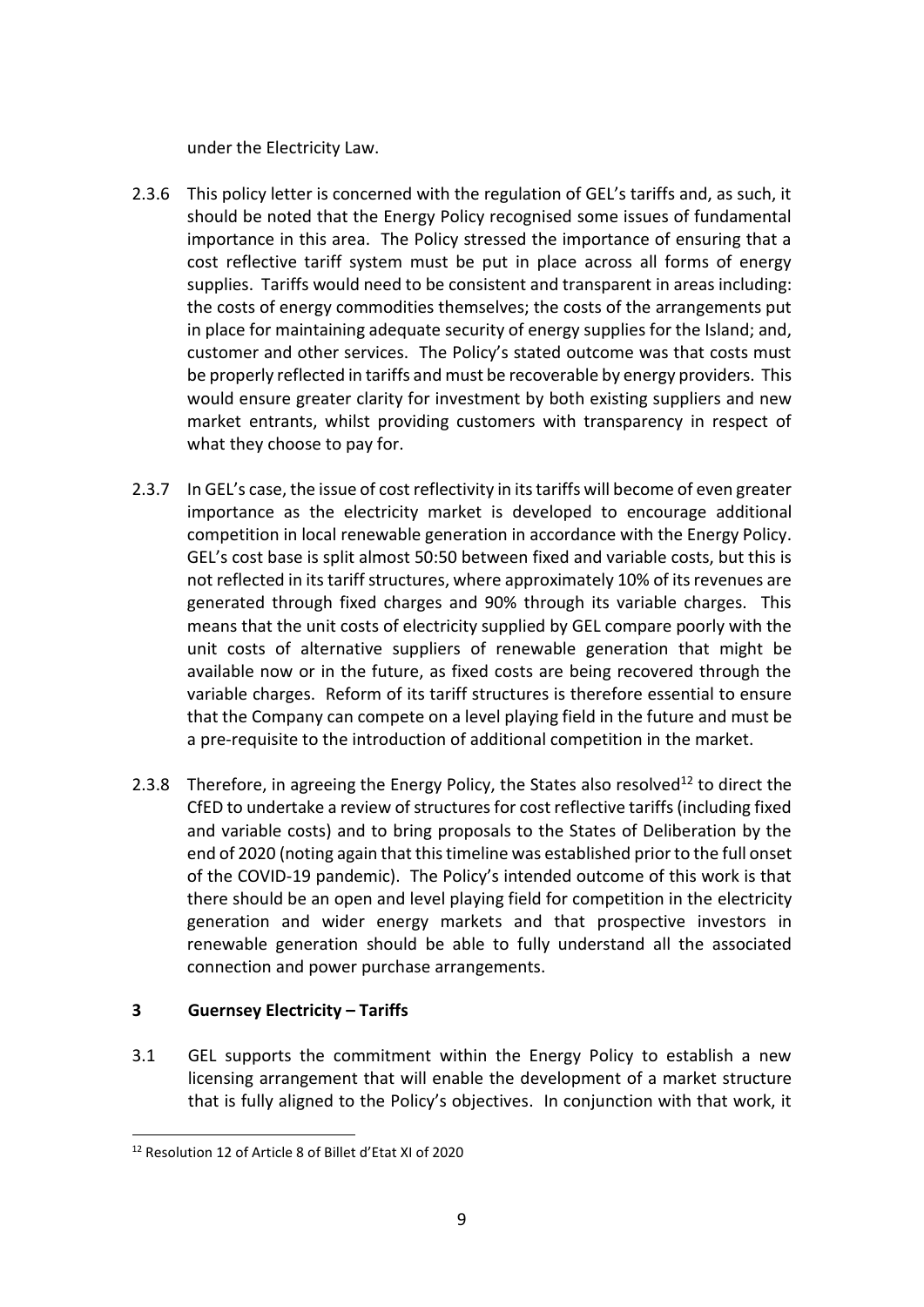under the Electricity Law.

2.3.6 This policy letter is concerned with the regulation of GEL's tariffs and, as such, it should be noted that the Energy Policy recognised some issues of fundamental importance in this area. The Policy stressed the importance of ensuring that a cost reflective tariff system must be put in place across all forms of energy supplies. Tariffs would need to be consistent and transparent in areas including: the costs of energy commodities themselves; the costs of the arrangements put in place for maintaining adequate security of energy supplies for the Island; and, customer and other services. The Policy's stated outcome was that costs must be properly reflected in tariffs and must be recoverable by energy providers. This would ensure greater clarity for investment by both existing suppliers and new market entrants, whilst providing customers with transparency in respect of what they choose to pay for.

2.3.7 In GEL's case, the issue of cost reflectivity in its tariffs will become of even greater importance as the electricity market is developed to encourage additional competition in local renewable generation in accordance with the Energy Policy. GEL's cost base is split almost 50:50 between fixed and variable costs, but this is not reflected in its tariff structures, where approximately 10% of its revenues are generated through fixed charges and 90% through its variable charges. This means that the unit costs of electricity supplied by GEL compare poorly with the unit costs of alternative suppliers of renewable generation that might be available now or in the future, as fixed costs are being recovered through the variable charges. Reform of its tariff structures is therefore essential to ensure that the Company can compete on a level playing field in the future and must be a pre-requisite to the introduction of additional competition in the market.

2.3.8 Therefore, in agreeing the Energy Policy, the States also resolved[12] to direct the CfED to undertake a review of structures for cost reflective tariffs (including fixed and variable costs) and to bring proposals to the States of Deliberation by the end of 2020 (noting again that this timeline was established prior to the full onset of the COVID-19 pandemic). The Policy's intended outcome of this work is that there should be an open and level playing field for competition in the electricity generation and wider energy markets and that prospective investors in renewable generation should be able to fully understand all the associated connection and power purchase arrangements.

## 3 Guernsey Electricity – Tariffs

3.1 GEL supports the commitment within the Energy Policy to establish a new licensing arrangement that will enable the development of a market structure that is fully aligned to the Policy's objectives. In conjunction with that work, it

---

[12] Resolution 12 of Article 8 of Billet d'Etat XI of 2020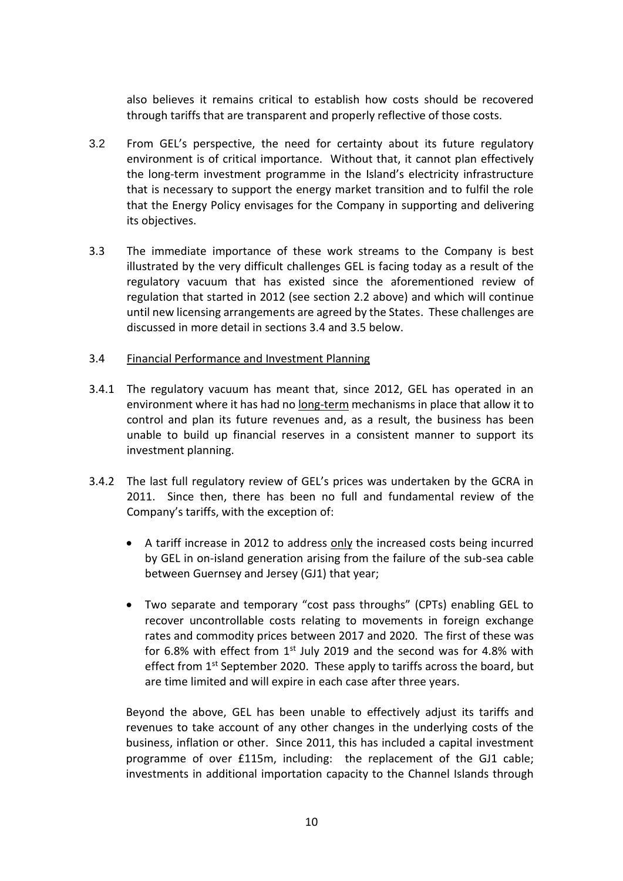also believes it remains critical to establish how costs should be recovered through tariffs that are transparent and properly reflective of those costs.

3.2 From GEL's perspective, the need for certainty about its future regulatory environment is of critical importance. Without that, it cannot plan effectively the long-term investment programme in the Island's electricity infrastructure that is necessary to support the energy market transition and to fulfil the role that the Energy Policy envisages for the Company in supporting and delivering its objectives.

3.3 The immediate importance of these work streams to the Company is best illustrated by the very difficult challenges GEL is facing today as a result of the regulatory vacuum that has existed since the aforementioned review of regulation that started in 2012 (see section 2.2 above) and which will continue until new licensing arrangements are agreed by the States. These challenges are discussed in more detail in sections 3.4 and 3.5 below.

3.4 <u>Financial Performance and Investment Planning</u>

3.4.1 The regulatory vacuum has meant that, since 2012, GEL has operated in an environment where it has had no <u>long-term</u> mechanisms in place that allow it to control and plan its future revenues and, as a result, the business has been unable to build up financial reserves in a consistent manner to support its investment planning.

3.4.2 The last full regulatory review of GEL's prices was undertaken by the GCRA in 2011. Since then, there has been no full and fundamental review of the Company's tariffs, with the exception of:

- A tariff increase in 2012 to address <u>only</u> the increased costs being incurred by GEL in on-island generation arising from the failure of the sub-sea cable between Guernsey and Jersey (GJ1) that year;
- Two separate and temporary "cost pass throughs" (CPTs) enabling GEL to recover uncontrollable costs relating to movements in foreign exchange rates and commodity prices between 2017 and 2020. The first of these was for 6.8% with effect from 1st July 2019 and the second was for 4.8% with effect from 1st September 2020. These apply to tariffs across the board, but are time limited and will expire in each case after three years.

Beyond the above, GEL has been unable to effectively adjust its tariffs and revenues to take account of any other changes in the underlying costs of the business, inflation or other. Since 2011, this has included a capital investment programme of over £115m, including: the replacement of the GJ1 cable; investments in additional importation capacity to the Channel Islands through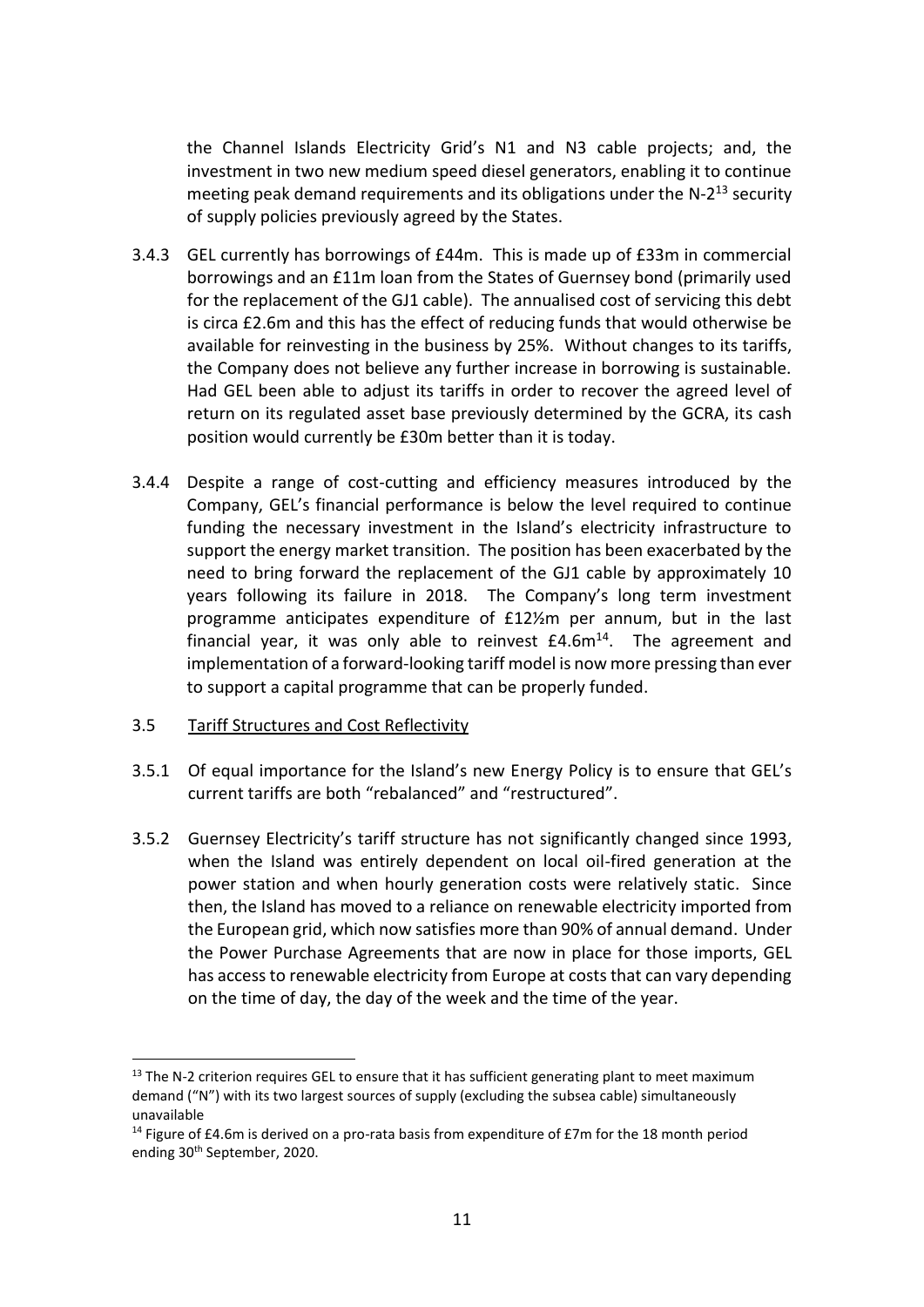the Channel Islands Electricity Grid's N1 and N3 cable projects; and, the investment in two new medium speed diesel generators, enabling it to continue meeting peak demand requirements and its obligations under the N-2[13] security of supply policies previously agreed by the States.

3.4.3 GEL currently has borrowings of £44m. This is made up of £33m in commercial borrowings and an £11m loan from the States of Guernsey bond (primarily used for the replacement of the GJ1 cable). The annualised cost of servicing this debt is circa £2.6m and this has the effect of reducing funds that would otherwise be available for reinvesting in the business by 25%. Without changes to its tariffs, the Company does not believe any further increase in borrowing is sustainable. Had GEL been able to adjust its tariffs in order to recover the agreed level of return on its regulated asset base previously determined by the GCRA, its cash position would currently be £30m better than it is today.

3.4.4 Despite a range of cost-cutting and efficiency measures introduced by the Company, GEL's financial performance is below the level required to continue funding the necessary investment in the Island's electricity infrastructure to support the energy market transition. The position has been exacerbated by the need to bring forward the replacement of the GJ1 cable by approximately 10 years following its failure in 2018. The Company's long term investment programme anticipates expenditure of £12½m per annum, but in the last financial year, it was only able to reinvest £4.6m[14]. The agreement and implementation of a forward-looking tariff model is now more pressing than ever to support a capital programme that can be properly funded.

3.5 <u>Tariff Structures and Cost Reflectivity</u>

3.5.1 Of equal importance for the Island's new Energy Policy is to ensure that GEL's current tariffs are both "rebalanced" and "restructured".

3.5.2 Guernsey Electricity's tariff structure has not significantly changed since 1993, when the Island was entirely dependent on local oil-fired generation at the power station and when hourly generation costs were relatively static. Since then, the Island has moved to a reliance on renewable electricity imported from the European grid, which now satisfies more than 90% of annual demand. Under the Power Purchase Agreements that are now in place for those imports, GEL has access to renewable electricity from Europe at costs that can vary depending on the time of day, the day of the week and the time of the year.

---

[13] The N-2 criterion requires GEL to ensure that it has sufficient generating plant to meet maximum demand ("N") with its two largest sources of supply (excluding the subsea cable) simultaneously unavailable

[14] Figure of £4.6m is derived on a pro-rata basis from expenditure of £7m for the 18 month period ending 30th September, 2020.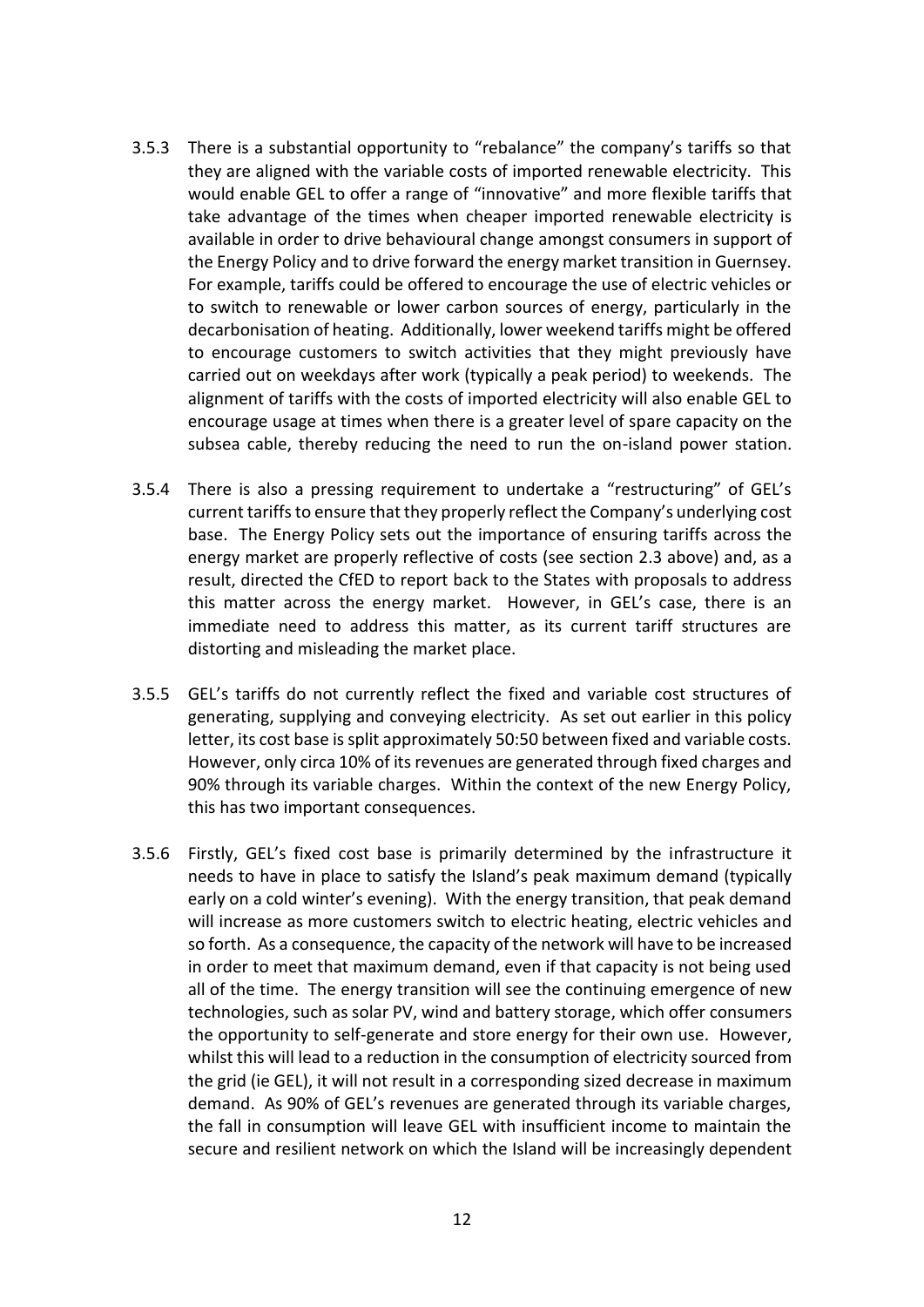3.5.3 There is a substantial opportunity to "rebalance" the company's tariffs so that they are aligned with the variable costs of imported renewable electricity. This would enable GEL to offer a range of "innovative" and more flexible tariffs that take advantage of the times when cheaper imported renewable electricity is available in order to drive behavioural change amongst consumers in support of the Energy Policy and to drive forward the energy market transition in Guernsey. For example, tariffs could be offered to encourage the use of electric vehicles or to switch to renewable or lower carbon sources of energy, particularly in the decarbonisation of heating. Additionally, lower weekend tariffs might be offered to encourage customers to switch activities that they might previously have carried out on weekdays after work (typically a peak period) to weekends. The alignment of tariffs with the costs of imported electricity will also enable GEL to encourage usage at times when there is a greater level of spare capacity on the subsea cable, thereby reducing the need to run the on-island power station.

3.5.4 There is also a pressing requirement to undertake a "restructuring" of GEL's current tariffs to ensure that they properly reflect the Company's underlying cost base. The Energy Policy sets out the importance of ensuring tariffs across the energy market are properly reflective of costs (see section 2.3 above) and, as a result, directed the CfED to report back to the States with proposals to address this matter across the energy market. However, in GEL's case, there is an immediate need to address this matter, as its current tariff structures are distorting and misleading the market place.

3.5.5 GEL's tariffs do not currently reflect the fixed and variable cost structures of generating, supplying and conveying electricity. As set out earlier in this policy letter, its cost base is split approximately 50:50 between fixed and variable costs. However, only circa 10% of its revenues are generated through fixed charges and 90% through its variable charges. Within the context of the new Energy Policy, this has two important consequences.

3.5.6 Firstly, GEL's fixed cost base is primarily determined by the infrastructure it needs to have in place to satisfy the Island's peak maximum demand (typically early on a cold winter's evening). With the energy transition, that peak demand will increase as more customers switch to electric heating, electric vehicles and so forth. As a consequence, the capacity of the network will have to be increased in order to meet that maximum demand, even if that capacity is not being used all of the time. The energy transition will see the continuing emergence of new technologies, such as solar PV, wind and battery storage, which offer consumers the opportunity to self-generate and store energy for their own use. However, whilst this will lead to a reduction in the consumption of electricity sourced from the grid (ie GEL), it will not result in a corresponding sized decrease in maximum demand. As 90% of GEL's revenues are generated through its variable charges, the fall in consumption will leave GEL with insufficient income to maintain the secure and resilient network on which the Island will be increasingly dependent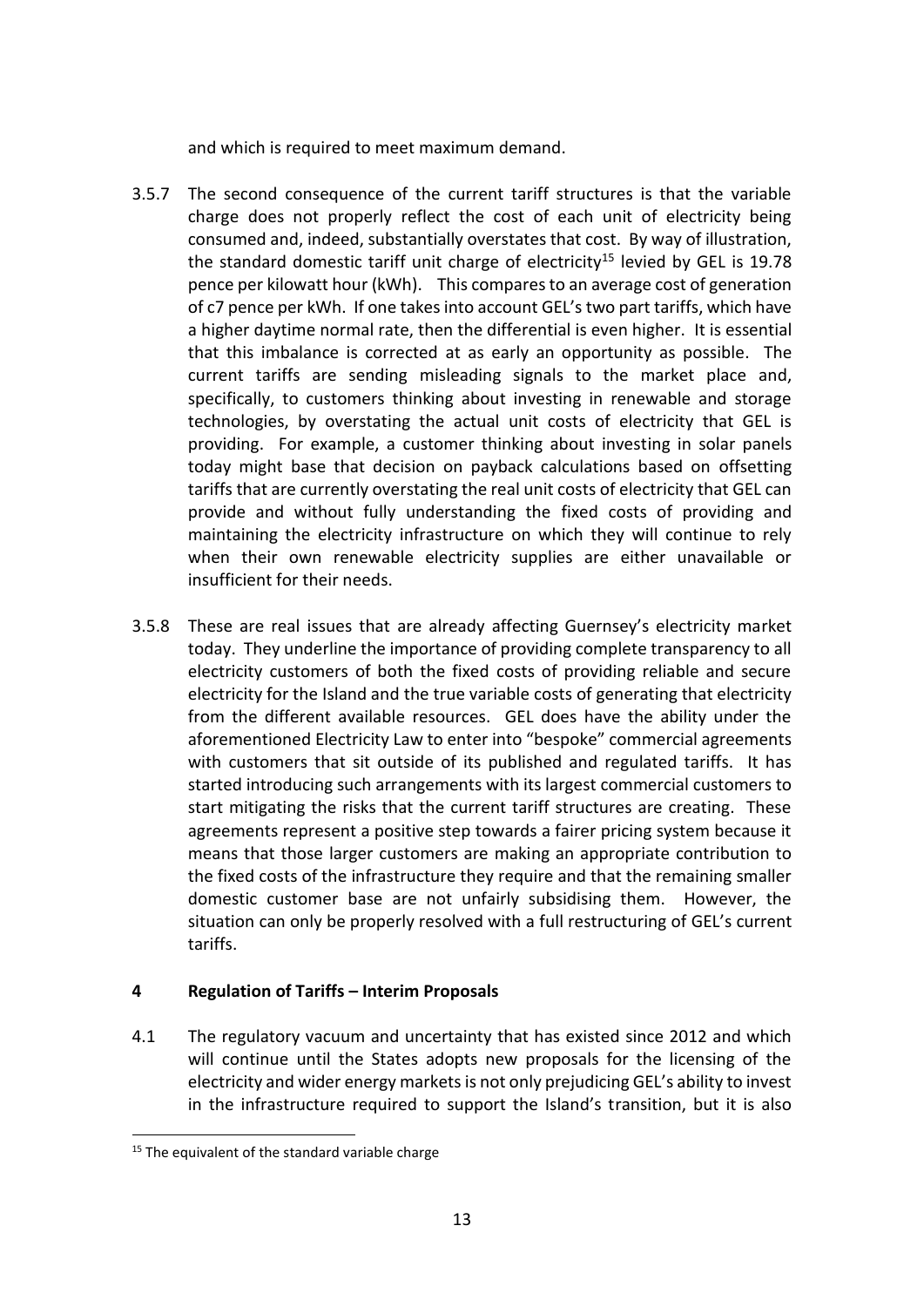and which is required to meet maximum demand.

3.5.7 The second consequence of the current tariff structures is that the variable charge does not properly reflect the cost of each unit of electricity being consumed and, indeed, substantially overstates that cost. By way of illustration, the standard domestic tariff unit charge of electricity[15] levied by GEL is 19.78 pence per kilowatt hour (kWh). This compares to an average cost of generation of c7 pence per kWh. If one takes into account GEL's two part tariffs, which have a higher daytime normal rate, then the differential is even higher. It is essential that this imbalance is corrected at as early an opportunity as possible. The current tariffs are sending misleading signals to the market place and, specifically, to customers thinking about investing in renewable and storage technologies, by overstating the actual unit costs of electricity that GEL is providing. For example, a customer thinking about investing in solar panels today might base that decision on payback calculations based on offsetting tariffs that are currently overstating the real unit costs of electricity that GEL can provide and without fully understanding the fixed costs of providing and maintaining the electricity infrastructure on which they will continue to rely when their own renewable electricity supplies are either unavailable or insufficient for their needs.

3.5.8 These are real issues that are already affecting Guernsey's electricity market today. They underline the importance of providing complete transparency to all electricity customers of both the fixed costs of providing reliable and secure electricity for the Island and the true variable costs of generating that electricity from the different available resources. GEL does have the ability under the aforementioned Electricity Law to enter into "bespoke" commercial agreements with customers that sit outside of its published and regulated tariffs. It has started introducing such arrangements with its largest commercial customers to start mitigating the risks that the current tariff structures are creating. These agreements represent a positive step towards a fairer pricing system because it means that those larger customers are making an appropriate contribution to the fixed costs of the infrastructure they require and that the remaining smaller domestic customer base are not unfairly subsidising them. However, the situation can only be properly resolved with a full restructuring of GEL's current tariffs.

## 4 Regulation of Tariffs – Interim Proposals

4.1 The regulatory vacuum and uncertainty that has existed since 2012 and which will continue until the States adopts new proposals for the licensing of the electricity and wider energy markets is not only prejudicing GEL's ability to invest in the infrastructure required to support the Island's transition, but it is also

[15] The equivalent of the standard variable charge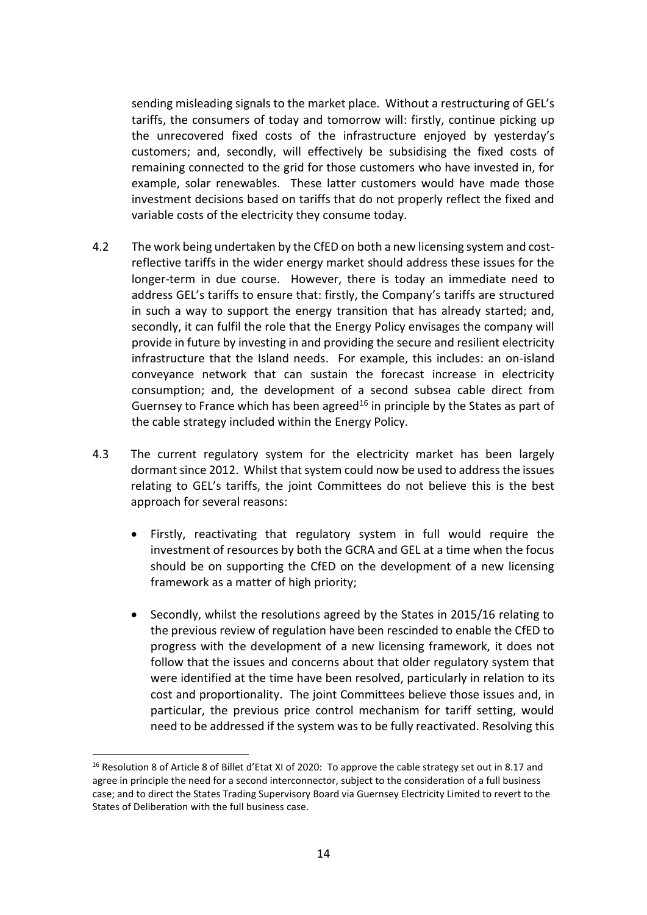sending misleading signals to the market place. Without a restructuring of GEL's tariffs, the consumers of today and tomorrow will: firstly, continue picking up the unrecovered fixed costs of the infrastructure enjoyed by yesterday's customers; and, secondly, will effectively be subsidising the fixed costs of remaining connected to the grid for those customers who have invested in, for example, solar renewables. These latter customers would have made those investment decisions based on tariffs that do not properly reflect the fixed and variable costs of the electricity they consume today.

4.2 The work being undertaken by the CfED on both a new licensing system and cost-reflective tariffs in the wider energy market should address these issues for the longer-term in due course. However, there is today an immediate need to address GEL's tariffs to ensure that: firstly, the Company's tariffs are structured in such a way to support the energy transition that has already started; and, secondly, it can fulfil the role that the Energy Policy envisages the company will provide in future by investing in and providing the secure and resilient electricity infrastructure that the Island needs. For example, this includes: an on-island conveyance network that can sustain the forecast increase in electricity consumption; and, the development of a second subsea cable direct from Guernsey to France which has been agreed[16] in principle by the States as part of the cable strategy included within the Energy Policy.

4.3 The current regulatory system for the electricity market has been largely dormant since 2012. Whilst that system could now be used to address the issues relating to GEL's tariffs, the joint Committees do not believe this is the best approach for several reasons:

- Firstly, reactivating that regulatory system in full would require the investment of resources by both the GCRA and GEL at a time when the focus should be on supporting the CfED on the development of a new licensing framework as a matter of high priority;
- Secondly, whilst the resolutions agreed by the States in 2015/16 relating to the previous review of regulation have been rescinded to enable the CfED to progress with the development of a new licensing framework, it does not follow that the issues and concerns about that older regulatory system that were identified at the time have been resolved, particularly in relation to its cost and proportionality. The joint Committees believe those issues and, in particular, the previous price control mechanism for tariff setting, would need to be addressed if the system was to be fully reactivated. Resolving this

[16] Resolution 8 of Article 8 of Billet d'Etat XI of 2020: To approve the cable strategy set out in 8.17 and agree in principle the need for a second interconnector, subject to the consideration of a full business case; and to direct the States Trading Supervisory Board via Guernsey Electricity Limited to revert to the States of Deliberation with the full business case.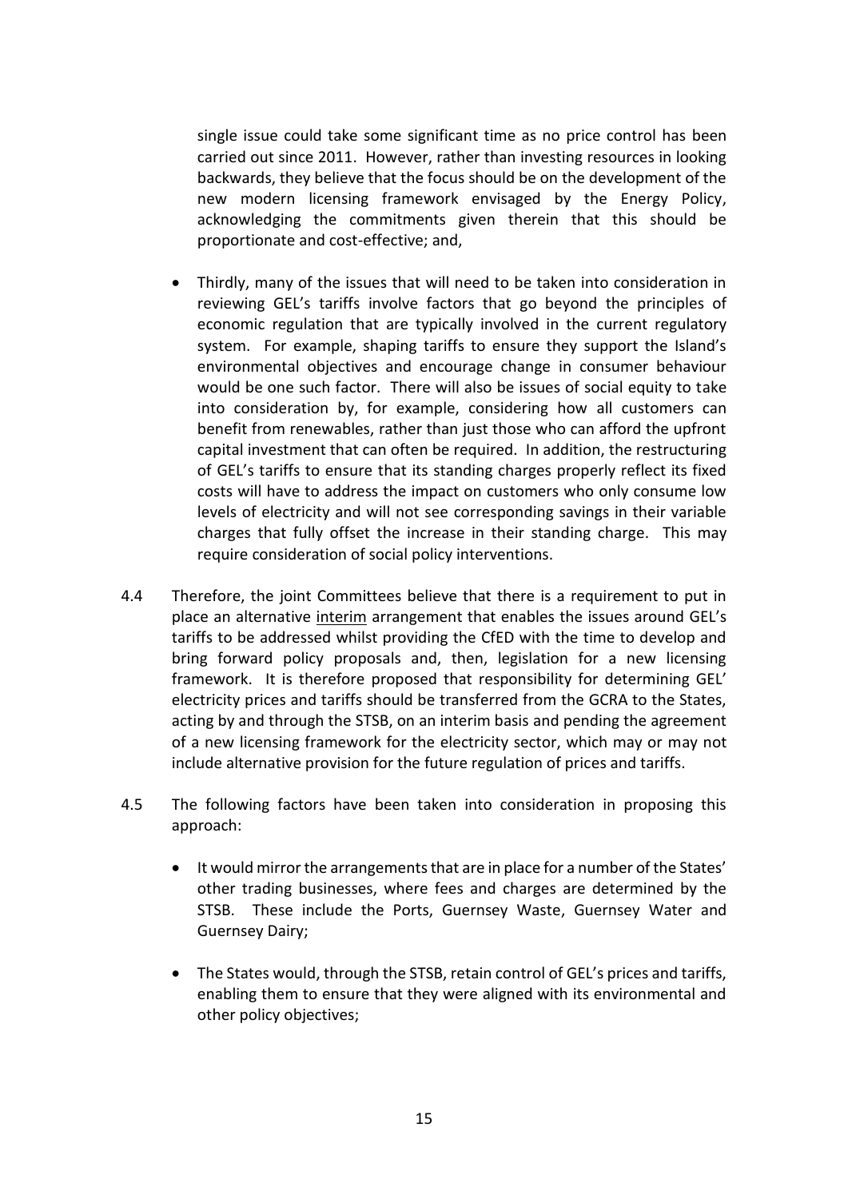single issue could take some significant time as no price control has been carried out since 2011. However, rather than investing resources in looking backwards, they believe that the focus should be on the development of the new modern licensing framework envisaged by the Energy Policy, acknowledging the commitments given therein that this should be proportionate and cost-effective; and,

- Thirdly, many of the issues that will need to be taken into consideration in reviewing GEL's tariffs involve factors that go beyond the principles of economic regulation that are typically involved in the current regulatory system. For example, shaping tariffs to ensure they support the Island's environmental objectives and encourage change in consumer behaviour would be one such factor. There will also be issues of social equity to take into consideration by, for example, considering how all customers can benefit from renewables, rather than just those who can afford the upfront capital investment that can often be required. In addition, the restructuring of GEL's tariffs to ensure that its standing charges properly reflect its fixed costs will have to address the impact on customers who only consume low levels of electricity and will not see corresponding savings in their variable charges that fully offset the increase in their standing charge. This may require consideration of social policy interventions.

4.4 Therefore, the joint Committees believe that there is a requirement to put in place an alternative interim arrangement that enables the issues around GEL's tariffs to be addressed whilst providing the CfED with the time to develop and bring forward policy proposals and, then, legislation for a new licensing framework. It is therefore proposed that responsibility for determining GEL' electricity prices and tariffs should be transferred from the GCRA to the States, acting by and through the STSB, on an interim basis and pending the agreement of a new licensing framework for the electricity sector, which may or may not include alternative provision for the future regulation of prices and tariffs.

4.5 The following factors have been taken into consideration in proposing this approach:

- It would mirror the arrangements that are in place for a number of the States' other trading businesses, where fees and charges are determined by the STSB. These include the Ports, Guernsey Waste, Guernsey Water and Guernsey Dairy;
- The States would, through the STSB, retain control of GEL's prices and tariffs, enabling them to ensure that they were aligned with its environmental and other policy objectives;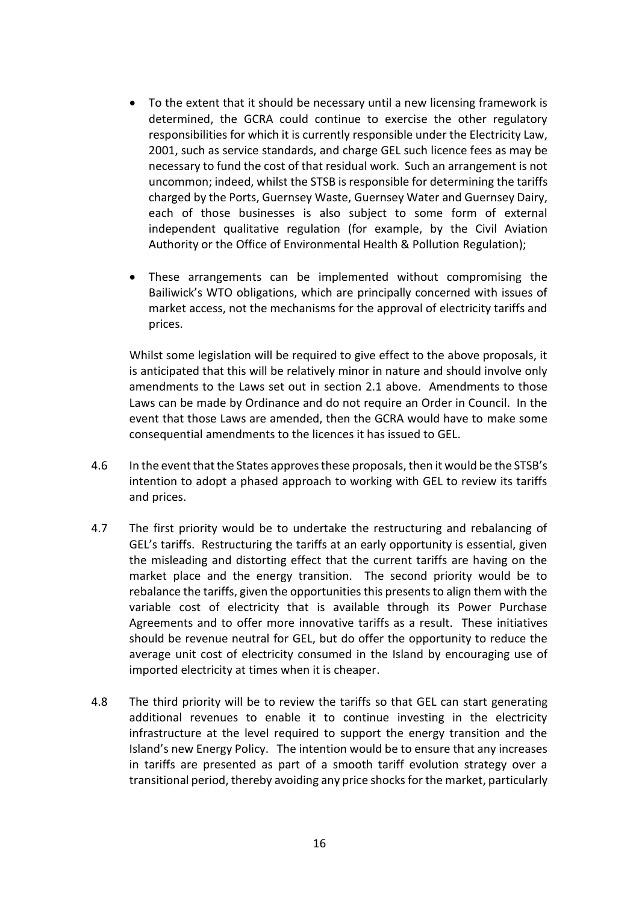- To the extent that it should be necessary until a new licensing framework is determined, the GCRA could continue to exercise the other regulatory responsibilities for which it is currently responsible under the Electricity Law, 2001, such as service standards, and charge GEL such licence fees as may be necessary to fund the cost of that residual work. Such an arrangement is not uncommon; indeed, whilst the STSB is responsible for determining the tariffs charged by the Ports, Guernsey Waste, Guernsey Water and Guernsey Dairy, each of those businesses is also subject to some form of external independent qualitative regulation (for example, by the Civil Aviation Authority or the Office of Environmental Health & Pollution Regulation);
- These arrangements can be implemented without compromising the Bailiwick's WTO obligations, which are principally concerned with issues of market access, not the mechanisms for the approval of electricity tariffs and prices.

Whilst some legislation will be required to give effect to the above proposals, it is anticipated that this will be relatively minor in nature and should involve only amendments to the Laws set out in section 2.1 above. Amendments to those Laws can be made by Ordinance and do not require an Order in Council. In the event that those Laws are amended, then the GCRA would have to make some consequential amendments to the licences it has issued to GEL.

4.6 In the event that the States approves these proposals, then it would be the STSB's intention to adopt a phased approach to working with GEL to review its tariffs and prices.

4.7 The first priority would be to undertake the restructuring and rebalancing of GEL's tariffs. Restructuring the tariffs at an early opportunity is essential, given the misleading and distorting effect that the current tariffs are having on the market place and the energy transition. The second priority would be to rebalance the tariffs, given the opportunities this presents to align them with the variable cost of electricity that is available through its Power Purchase Agreements and to offer more innovative tariffs as a result. These initiatives should be revenue neutral for GEL, but do offer the opportunity to reduce the average unit cost of electricity consumed in the Island by encouraging use of imported electricity at times when it is cheaper.

4.8 The third priority will be to review the tariffs so that GEL can start generating additional revenues to enable it to continue investing in the electricity infrastructure at the level required to support the energy transition and the Island's new Energy Policy. The intention would be to ensure that any increases in tariffs are presented as part of a smooth tariff evolution strategy over a transitional period, thereby avoiding any price shocks for the market, particularly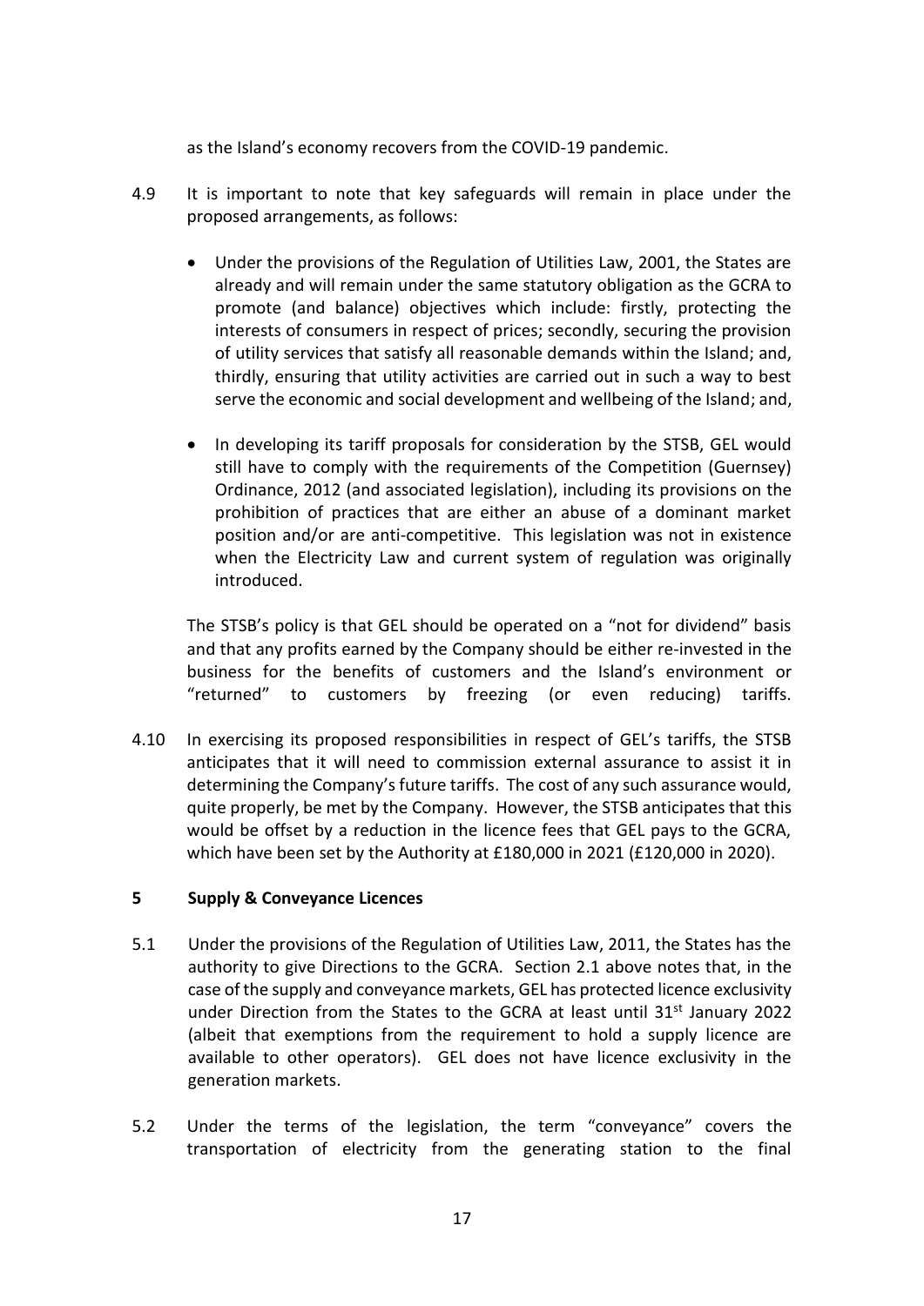as the Island's economy recovers from the COVID-19 pandemic.

4.9 It is important to note that key safeguards will remain in place under the proposed arrangements, as follows:

- Under the provisions of the Regulation of Utilities Law, 2001, the States are already and will remain under the same statutory obligation as the GCRA to promote (and balance) objectives which include: firstly, protecting the interests of consumers in respect of prices; secondly, securing the provision of utility services that satisfy all reasonable demands within the Island; and, thirdly, ensuring that utility activities are carried out in such a way to best serve the economic and social development and wellbeing of the Island; and,

- In developing its tariff proposals for consideration by the STSB, GEL would still have to comply with the requirements of the Competition (Guernsey) Ordinance, 2012 (and associated legislation), including its provisions on the prohibition of practices that are either an abuse of a dominant market position and/or are anti-competitive. This legislation was not in existence when the Electricity Law and current system of regulation was originally introduced.

The STSB's policy is that GEL should be operated on a "not for dividend" basis and that any profits earned by the Company should be either re-invested in the business for the benefits of customers and the Island's environment or "returned" to customers by freezing (or even reducing) tariffs.

4.10 In exercising its proposed responsibilities in respect of GEL's tariffs, the STSB anticipates that it will need to commission external assurance to assist it in determining the Company's future tariffs. The cost of any such assurance would, quite properly, be met by the Company. However, the STSB anticipates that this would be offset by a reduction in the licence fees that GEL pays to the GCRA, which have been set by the Authority at £180,000 in 2021 (£120,000 in 2020).

## 5 Supply & Conveyance Licences

5.1 Under the provisions of the Regulation of Utilities Law, 2011, the States has the authority to give Directions to the GCRA. Section 2.1 above notes that, in the case of the supply and conveyance markets, GEL has protected licence exclusivity under Direction from the States to the GCRA at least until 31st January 2022 (albeit that exemptions from the requirement to hold a supply licence are available to other operators). GEL does not have licence exclusivity in the generation markets.

5.2 Under the terms of the legislation, the term "conveyance" covers the transportation of electricity from the generating station to the final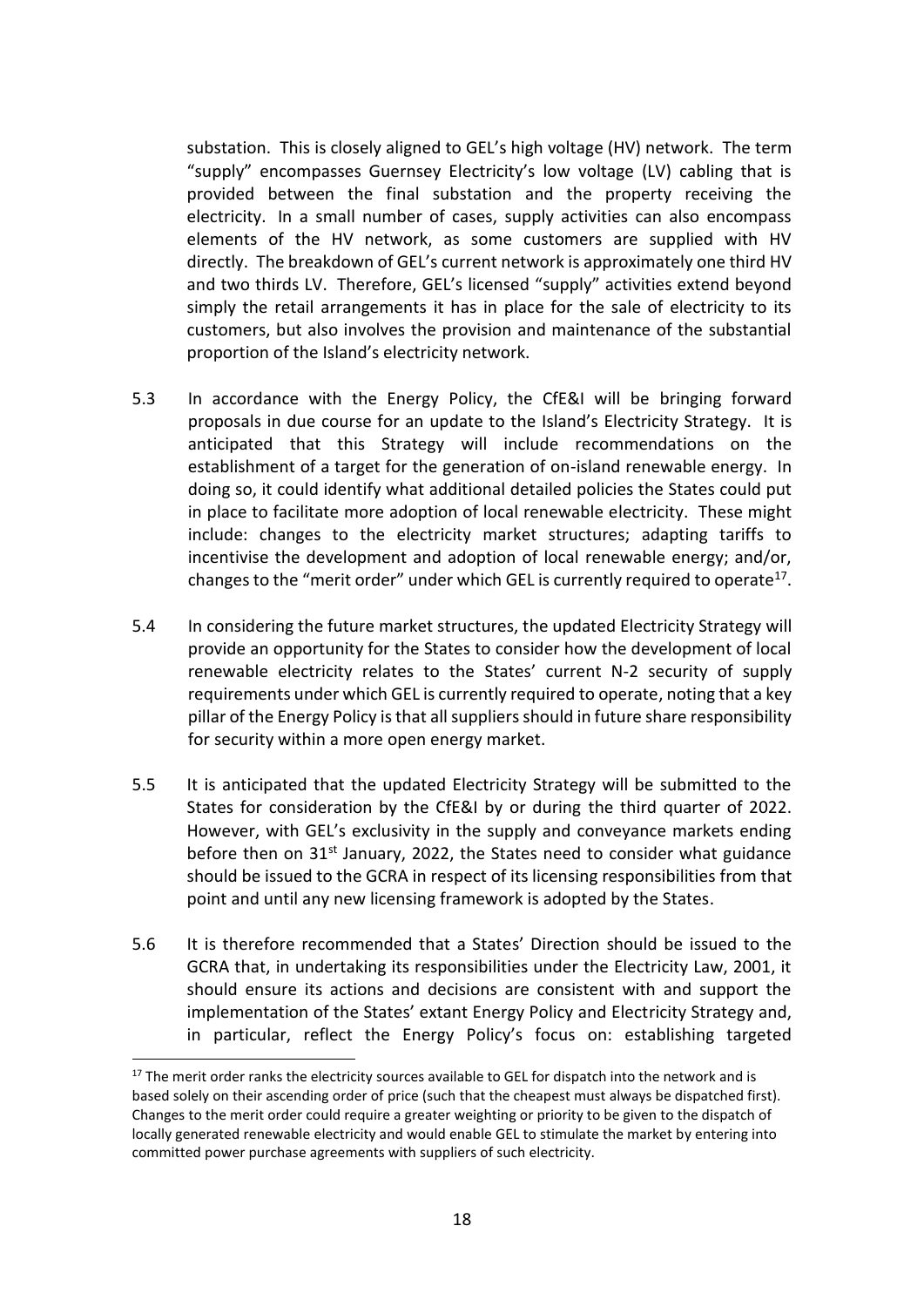substation. This is closely aligned to GEL's high voltage (HV) network. The term "supply" encompasses Guernsey Electricity's low voltage (LV) cabling that is provided between the final substation and the property receiving the electricity. In a small number of cases, supply activities can also encompass elements of the HV network, as some customers are supplied with HV directly. The breakdown of GEL's current network is approximately one third HV and two thirds LV. Therefore, GEL's licensed "supply" activities extend beyond simply the retail arrangements it has in place for the sale of electricity to its customers, but also involves the provision and maintenance of the substantial proportion of the Island's electricity network.

5.3 In accordance with the Energy Policy, the CfE&I will be bringing forward proposals in due course for an update to the Island's Electricity Strategy. It is anticipated that this Strategy will include recommendations on the establishment of a target for the generation of on-island renewable energy. In doing so, it could identify what additional detailed policies the States could put in place to facilitate more adoption of local renewable electricity. These might include: changes to the electricity market structures; adapting tariffs to incentivise the development and adoption of local renewable energy; and/or, changes to the "merit order" under which GEL is currently required to operate[17].

5.4 In considering the future market structures, the updated Electricity Strategy will provide an opportunity for the States to consider how the development of local renewable electricity relates to the States' current N-2 security of supply requirements under which GEL is currently required to operate, noting that a key pillar of the Energy Policy is that all suppliers should in future share responsibility for security within a more open energy market.

5.5 It is anticipated that the updated Electricity Strategy will be submitted to the States for consideration by the CfE&I by or during the third quarter of 2022. However, with GEL's exclusivity in the supply and conveyance markets ending before then on 31st January, 2022, the States need to consider what guidance should be issued to the GCRA in respect of its licensing responsibilities from that point and until any new licensing framework is adopted by the States.

5.6 It is therefore recommended that a States' Direction should be issued to the GCRA that, in undertaking its responsibilities under the Electricity Law, 2001, it should ensure its actions and decisions are consistent with and support the implementation of the States' extant Energy Policy and Electricity Strategy and, in particular, reflect the Energy Policy's focus on: establishing targeted

---

[17] The merit order ranks the electricity sources available to GEL for dispatch into the network and is based solely on their ascending order of price (such that the cheapest must always be dispatched first). Changes to the merit order could require a greater weighting or priority to be given to the dispatch of locally generated renewable electricity and would enable GEL to stimulate the market by entering into committed power purchase agreements with suppliers of such electricity.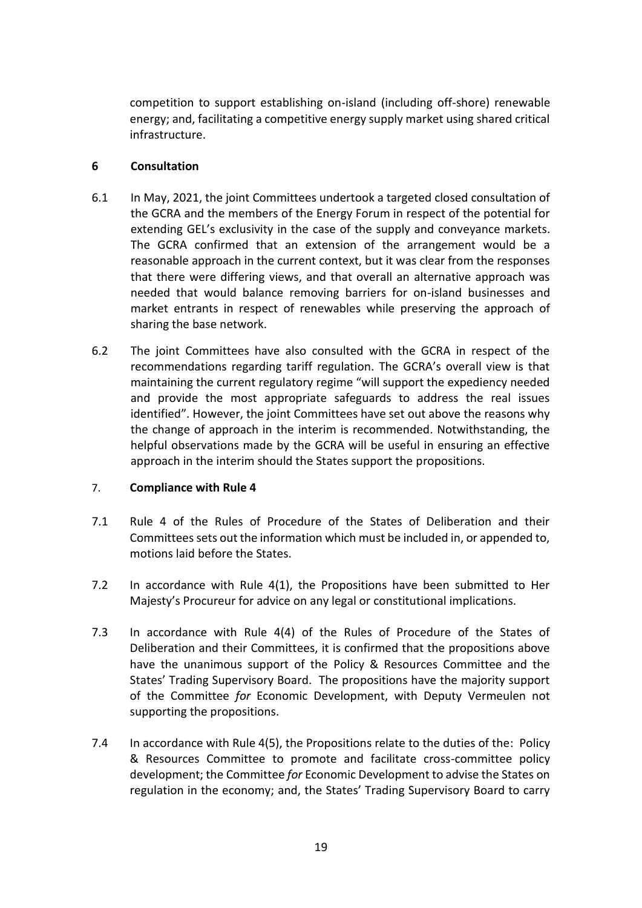competition to support establishing on-island (including off-shore) renewable energy; and, facilitating a competitive energy supply market using shared critical infrastructure.

## 6 Consultation

6.1 In May, 2021, the joint Committees undertook a targeted closed consultation of the GCRA and the members of the Energy Forum in respect of the potential for extending GEL's exclusivity in the case of the supply and conveyance markets. The GCRA confirmed that an extension of the arrangement would be a reasonable approach in the current context, but it was clear from the responses that there were differing views, and that overall an alternative approach was needed that would balance removing barriers for on-island businesses and market entrants in respect of renewables while preserving the approach of sharing the base network.

6.2 The joint Committees have also consulted with the GCRA in respect of the recommendations regarding tariff regulation. The GCRA's overall view is that maintaining the current regulatory regime "will support the expediency needed and provide the most appropriate safeguards to address the real issues identified". However, the joint Committees have set out above the reasons why the change of approach in the interim is recommended. Notwithstanding, the helpful observations made by the GCRA will be useful in ensuring an effective approach in the interim should the States support the propositions.

## 7. Compliance with Rule 4

7.1 Rule 4 of the Rules of Procedure of the States of Deliberation and their Committees sets out the information which must be included in, or appended to, motions laid before the States.

7.2 In accordance with Rule 4(1), the Propositions have been submitted to Her Majesty's Procureur for advice on any legal or constitutional implications.

7.3 In accordance with Rule 4(4) of the Rules of Procedure of the States of Deliberation and their Committees, it is confirmed that the propositions above have the unanimous support of the Policy & Resources Committee and the States' Trading Supervisory Board. The propositions have the majority support of the Committee *for* Economic Development, with Deputy Vermeulen not supporting the propositions.

7.4 In accordance with Rule 4(5), the Propositions relate to the duties of the: Policy & Resources Committee to promote and facilitate cross-committee policy development; the Committee *for* Economic Development to advise the States on regulation in the economy; and, the States' Trading Supervisory Board to carry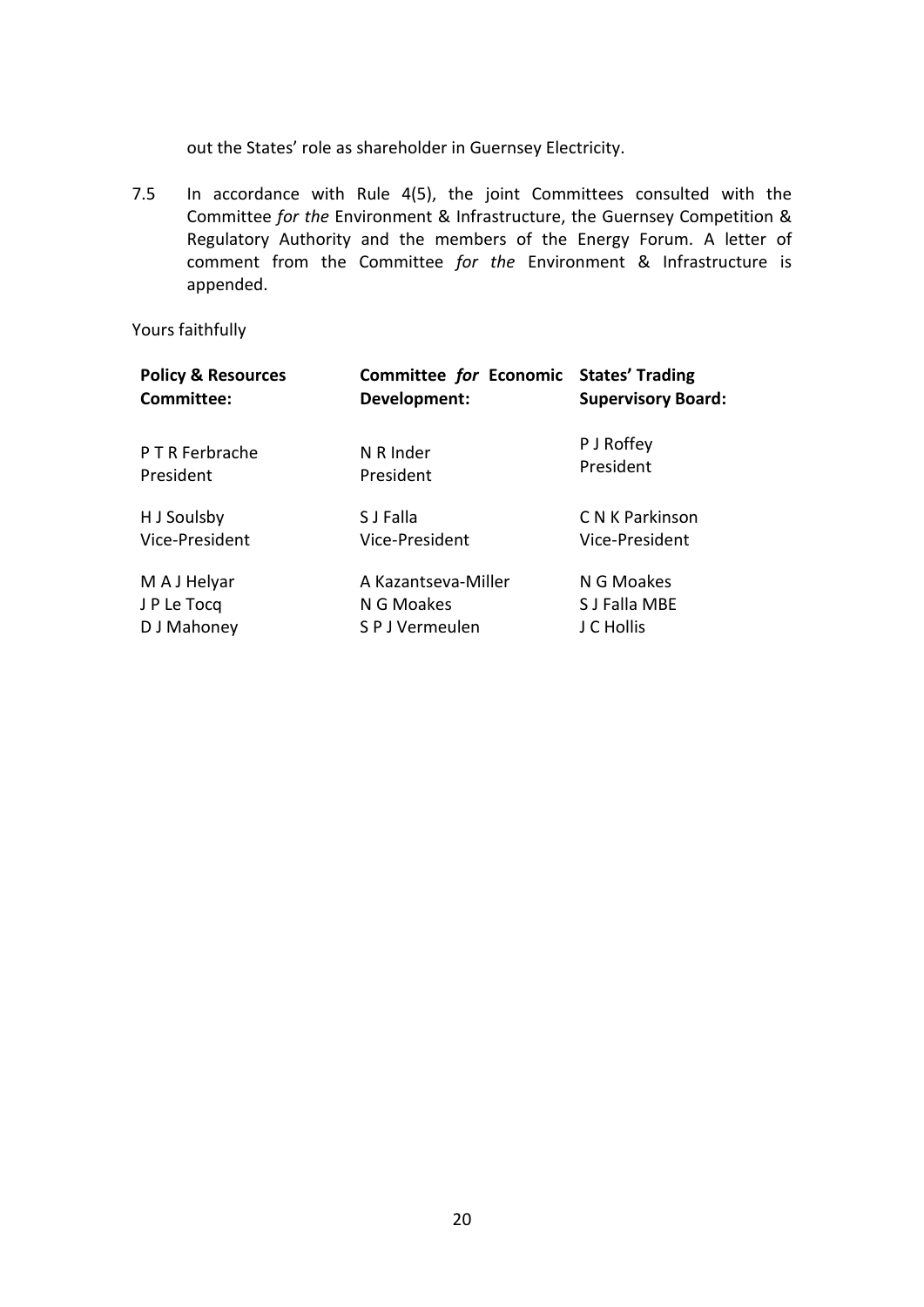out the States' role as shareholder in Guernsey Electricity.

7.5 In accordance with Rule 4(5), the joint Committees consulted with the Committee *for the* Environment & Infrastructure, the Guernsey Competition & Regulatory Authority and the members of the Energy Forum. A letter of comment from the Committee *for the* Environment & Infrastructure is appended.

Yours faithfully

| **Policy & Resources Committee:** | **Committee *for* Economic Development:** | **States' Trading Supervisory Board:** |
|---|---|---|
| P T R Ferbrache<br>President | N R Inder<br>President | P J Roffey<br>President |
| H J Soulsby<br>Vice-President | S J Falla<br>Vice-President | C N K Parkinson<br>Vice-President |
| M A J Helyar<br>J P Le Tocq<br>D J Mahoney | A Kazantseva-Miller<br>N G Moakes<br>S P J Vermeulen | N G Moakes<br>S J Falla MBE<br>J C Hollis |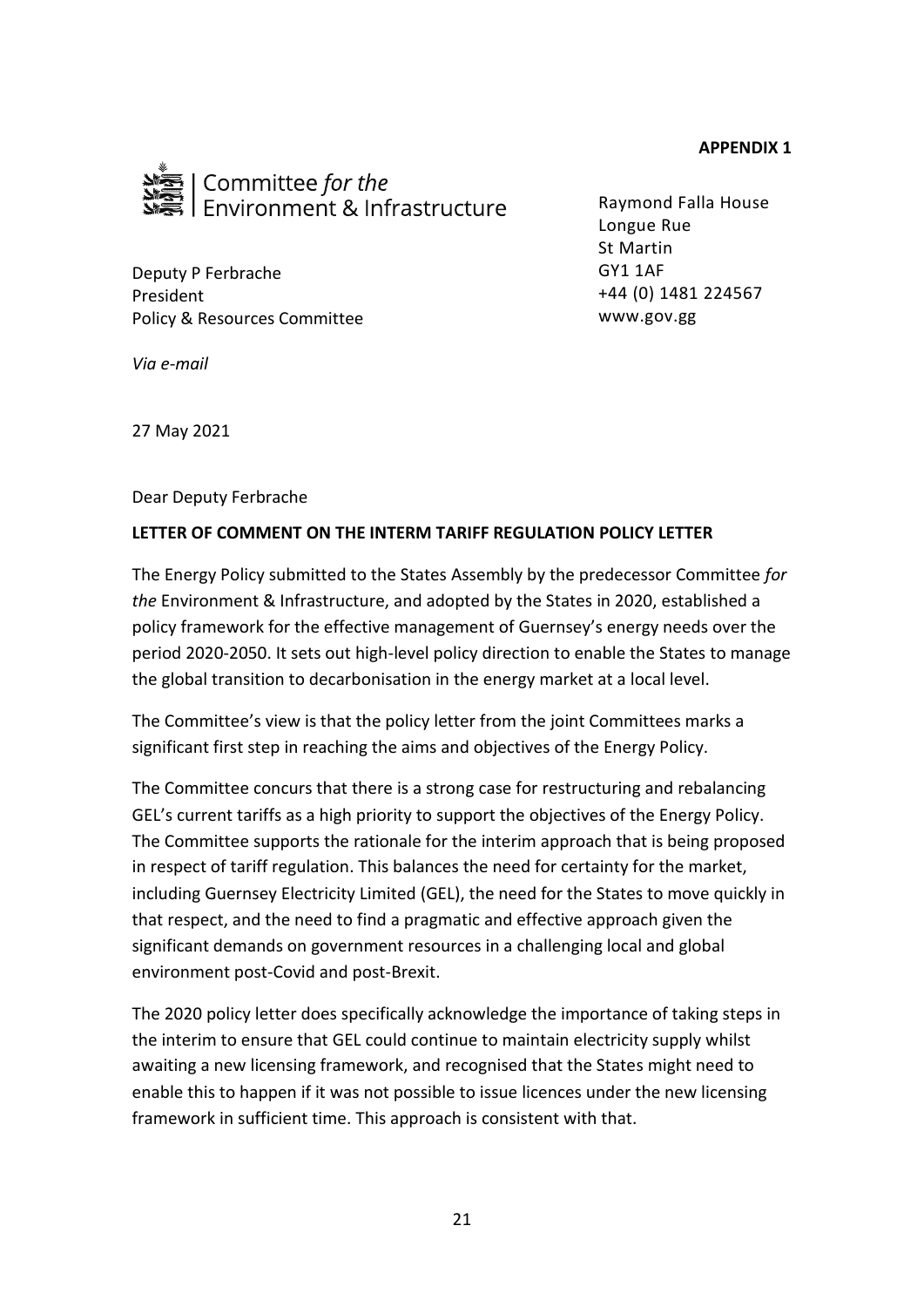**APPENDIX 1**

Committee *for the* Environment & Infrastructure

Raymond Falla House
Longue Rue
St Martin
GY1 1AF
+44 (0) 1481 224567
www.gov.gg

Deputy P Ferbrache
President
Policy & Resources Committee

*Via e-mail*

27 May 2021

Dear Deputy Ferbrache

**LETTER OF COMMENT ON THE INTERM TARIFF REGULATION POLICY LETTER**

The Energy Policy submitted to the States Assembly by the predecessor Committee *for the* Environment & Infrastructure, and adopted by the States in 2020, established a policy framework for the effective management of Guernsey's energy needs over the period 2020-2050. It sets out high-level policy direction to enable the States to manage the global transition to decarbonisation in the energy market at a local level.

The Committee's view is that the policy letter from the joint Committees marks a significant first step in reaching the aims and objectives of the Energy Policy.

The Committee concurs that there is a strong case for restructuring and rebalancing GEL's current tariffs as a high priority to support the objectives of the Energy Policy. The Committee supports the rationale for the interim approach that is being proposed in respect of tariff regulation. This balances the need for certainty for the market, including Guernsey Electricity Limited (GEL), the need for the States to move quickly in that respect, and the need to find a pragmatic and effective approach given the significant demands on government resources in a challenging local and global environment post-Covid and post-Brexit.

The 2020 policy letter does specifically acknowledge the importance of taking steps in the interim to ensure that GEL could continue to maintain electricity supply whilst awaiting a new licensing framework, and recognised that the States might need to enable this to happen if it was not possible to issue licences under the new licensing framework in sufficient time. This approach is consistent with that.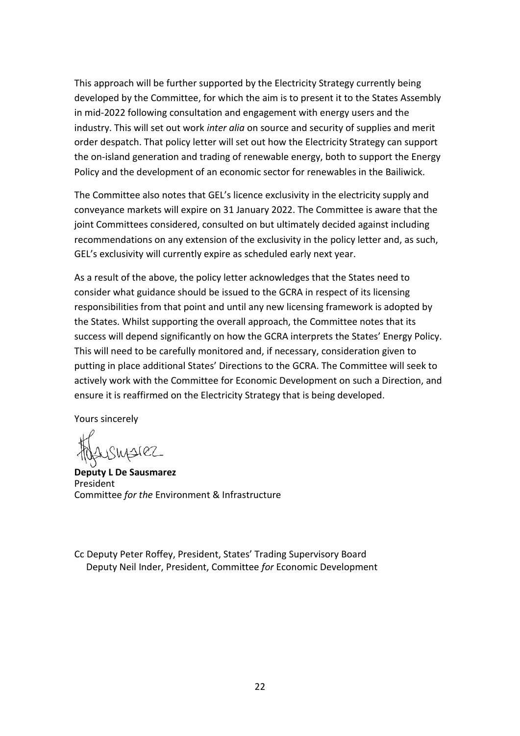This approach will be further supported by the Electricity Strategy currently being developed by the Committee, for which the aim is to present it to the States Assembly in mid-2022 following consultation and engagement with energy users and the industry. This will set out work *inter alia* on source and security of supplies and merit order despatch. That policy letter will set out how the Electricity Strategy can support the on-island generation and trading of renewable energy, both to support the Energy Policy and the development of an economic sector for renewables in the Bailiwick.

The Committee also notes that GEL's licence exclusivity in the electricity supply and conveyance markets will expire on 31 January 2022. The Committee is aware that the joint Committees considered, consulted on but ultimately decided against including recommendations on any extension of the exclusivity in the policy letter and, as such, GEL's exclusivity will currently expire as scheduled early next year.

As a result of the above, the policy letter acknowledges that the States need to consider what guidance should be issued to the GCRA in respect of its licensing responsibilities from that point and until any new licensing framework is adopted by the States. Whilst supporting the overall approach, the Committee notes that its success will depend significantly on how the GCRA interprets the States' Energy Policy. This will need to be carefully monitored and, if necessary, consideration given to putting in place additional States' Directions to the GCRA. The Committee will seek to actively work with the Committee for Economic Development on such a Direction, and ensure it is reaffirmed on the Electricity Strategy that is being developed.

Yours sincerely

**Deputy L De Sausmarez**
President
Committee *for the* Environment & Infrastructure

Cc Deputy Peter Roffey, President, States' Trading Supervisory Board
Deputy Neil Inder, President, Committee *for* Economic Development